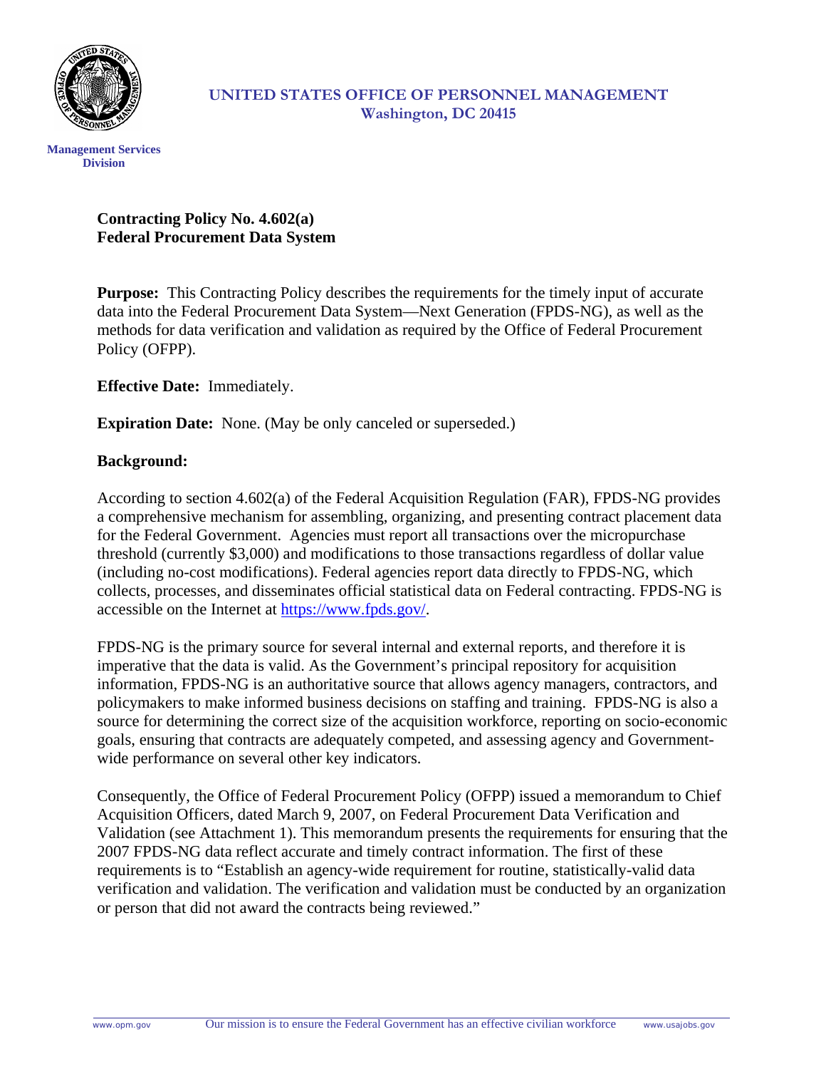UNITED STATES OFFICE OF PERSONNEL MANAGEMENT
Washington, DC 20415

Management Services Division

**Contracting Policy No. 4.602(a)**
**Federal Procurement Data System**

**Purpose:** This Contracting Policy describes the requirements for the timely input of accurate data into the Federal Procurement Data System—Next Generation (FPDS-NG), as well as the methods for data verification and validation as required by the Office of Federal Procurement Policy (OFPP).

**Effective Date:** Immediately.

**Expiration Date:** None. (May be only canceled or superseded.)

**Background:**

According to section 4.602(a) of the Federal Acquisition Regulation (FAR), FPDS-NG provides a comprehensive mechanism for assembling, organizing, and presenting contract placement data for the Federal Government. Agencies must report all transactions over the micropurchase threshold (currently $3,000) and modifications to those transactions regardless of dollar value (including no-cost modifications). Federal agencies report data directly to FPDS-NG, which collects, processes, and disseminates official statistical data on Federal contracting. FPDS-NG is accessible on the Internet at https://www.fpds.gov/.

FPDS-NG is the primary source for several internal and external reports, and therefore it is imperative that the data is valid. As the Government's principal repository for acquisition information, FPDS-NG is an authoritative source that allows agency managers, contractors, and policymakers to make informed business decisions on staffing and training. FPDS-NG is also a source for determining the correct size of the acquisition workforce, reporting on socio-economic goals, ensuring that contracts are adequately competed, and assessing agency and Government-wide performance on several other key indicators.

Consequently, the Office of Federal Procurement Policy (OFPP) issued a memorandum to Chief Acquisition Officers, dated March 9, 2007, on Federal Procurement Data Verification and Validation (see Attachment 1). This memorandum presents the requirements for ensuring that the 2007 FPDS-NG data reflect accurate and timely contract information. The first of these requirements is to "Establish an agency-wide requirement for routine, statistically-valid data verification and validation. The verification and validation must be conducted by an organization or person that did not award the contracts being reviewed."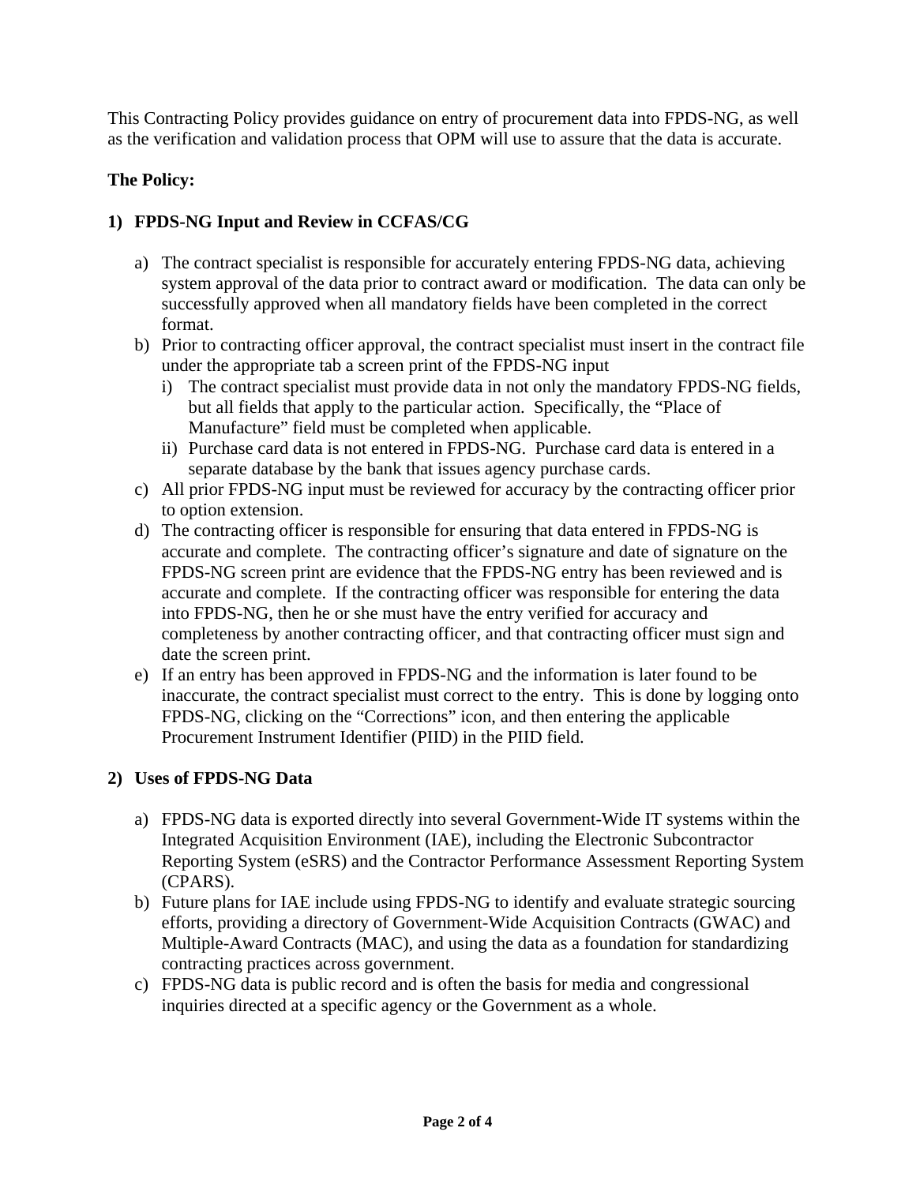This Contracting Policy provides guidance on entry of procurement data into FPDS-NG, as well as the verification and validation process that OPM will use to assure that the data is accurate.

**The Policy:**

**1) FPDS-NG Input and Review in CCFAS/CG**

a) The contract specialist is responsible for accurately entering FPDS-NG data, achieving system approval of the data prior to contract award or modification. The data can only be successfully approved when all mandatory fields have been completed in the correct format.

b) Prior to contracting officer approval, the contract specialist must insert in the contract file under the appropriate tab a screen print of the FPDS-NG input

   i) The contract specialist must provide data in not only the mandatory FPDS-NG fields, but all fields that apply to the particular action. Specifically, the "Place of Manufacture" field must be completed when applicable.

   ii) Purchase card data is not entered in FPDS-NG. Purchase card data is entered in a separate database by the bank that issues agency purchase cards.

c) All prior FPDS-NG input must be reviewed for accuracy by the contracting officer prior to option extension.

d) The contracting officer is responsible for ensuring that data entered in FPDS-NG is accurate and complete. The contracting officer's signature and date of signature on the FPDS-NG screen print are evidence that the FPDS-NG entry has been reviewed and is accurate and complete. If the contracting officer was responsible for entering the data into FPDS-NG, then he or she must have the entry verified for accuracy and completeness by another contracting officer, and that contracting officer must sign and date the screen print.

e) If an entry has been approved in FPDS-NG and the information is later found to be inaccurate, the contract specialist must correct to the entry. This is done by logging onto FPDS-NG, clicking on the "Corrections" icon, and then entering the applicable Procurement Instrument Identifier (PIID) in the PIID field.

**2) Uses of FPDS-NG Data**

a) FPDS-NG data is exported directly into several Government-Wide IT systems within the Integrated Acquisition Environment (IAE), including the Electronic Subcontractor Reporting System (eSRS) and the Contractor Performance Assessment Reporting System (CPARS).

b) Future plans for IAE include using FPDS-NG to identify and evaluate strategic sourcing efforts, providing a directory of Government-Wide Acquisition Contracts (GWAC) and Multiple-Award Contracts (MAC), and using the data as a foundation for standardizing contracting practices across government.

c) FPDS-NG data is public record and is often the basis for media and congressional inquiries directed at a specific agency or the Government as a whole.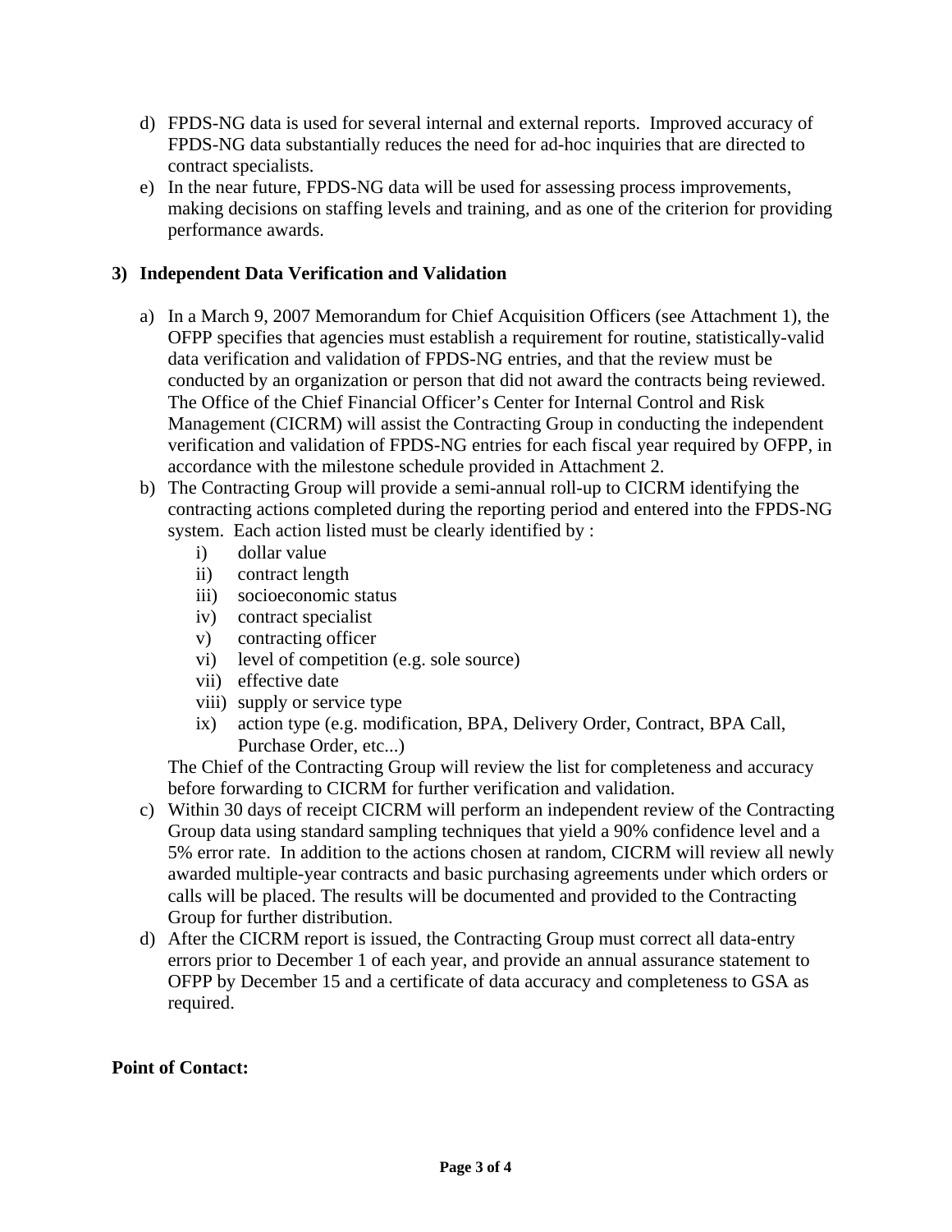d) FPDS-NG data is used for several internal and external reports. Improved accuracy of FPDS-NG data substantially reduces the need for ad-hoc inquiries that are directed to contract specialists.

e) In the near future, FPDS-NG data will be used for assessing process improvements, making decisions on staffing levels and training, and as one of the criterion for providing performance awards.

## 3) Independent Data Verification and Validation

a) In a March 9, 2007 Memorandum for Chief Acquisition Officers (see Attachment 1), the OFPP specifies that agencies must establish a requirement for routine, statistically-valid data verification and validation of FPDS-NG entries, and that the review must be conducted by an organization or person that did not award the contracts being reviewed. The Office of the Chief Financial Officer's Center for Internal Control and Risk Management (CICRM) will assist the Contracting Group in conducting the independent verification and validation of FPDS-NG entries for each fiscal year required by OFPP, in accordance with the milestone schedule provided in Attachment 2.

b) The Contracting Group will provide a semi-annual roll-up to CICRM identifying the contracting actions completed during the reporting period and entered into the FPDS-NG system. Each action listed must be clearly identified by :
   - i) dollar value
   - ii) contract length
   - iii) socioeconomic status
   - iv) contract specialist
   - v) contracting officer
   - vi) level of competition (e.g. sole source)
   - vii) effective date
   - viii) supply or service type
   - ix) action type (e.g. modification, BPA, Delivery Order, Contract, BPA Call, Purchase Order, etc...)

   The Chief of the Contracting Group will review the list for completeness and accuracy before forwarding to CICRM for further verification and validation.

c) Within 30 days of receipt CICRM will perform an independent review of the Contracting Group data using standard sampling techniques that yield a 90% confidence level and a 5% error rate. In addition to the actions chosen at random, CICRM will review all newly awarded multiple-year contracts and basic purchasing agreements under which orders or calls will be placed. The results will be documented and provided to the Contracting Group for further distribution.

d) After the CICRM report is issued, the Contracting Group must correct all data-entry errors prior to December 1 of each year, and provide an annual assurance statement to OFPP by December 15 and a certificate of data accuracy and completeness to GSA as required.

**Point of Contact:**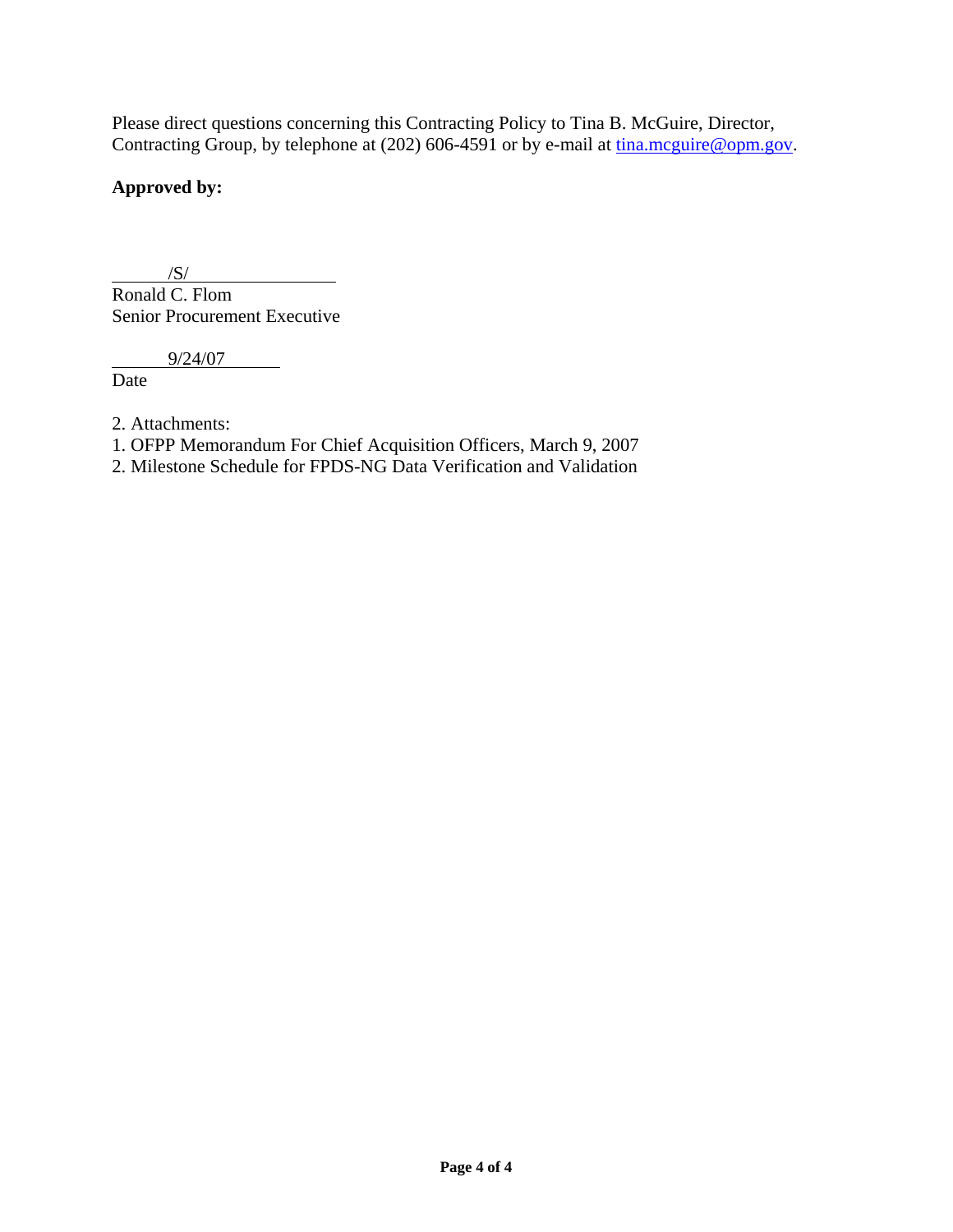Please direct questions concerning this Contracting Policy to Tina B. McGuire, Director, Contracting Group, by telephone at (202) 606-4591 or by e-mail at tina.mcguire@opm.gov.

**Approved by:**

/S/

Ronald C. Flom
Senior Procurement Executive

9/24/07

Date

2. Attachments:
1. OFPP Memorandum For Chief Acquisition Officers, March 9, 2007
2. Milestone Schedule for FPDS-NG Data Verification and Validation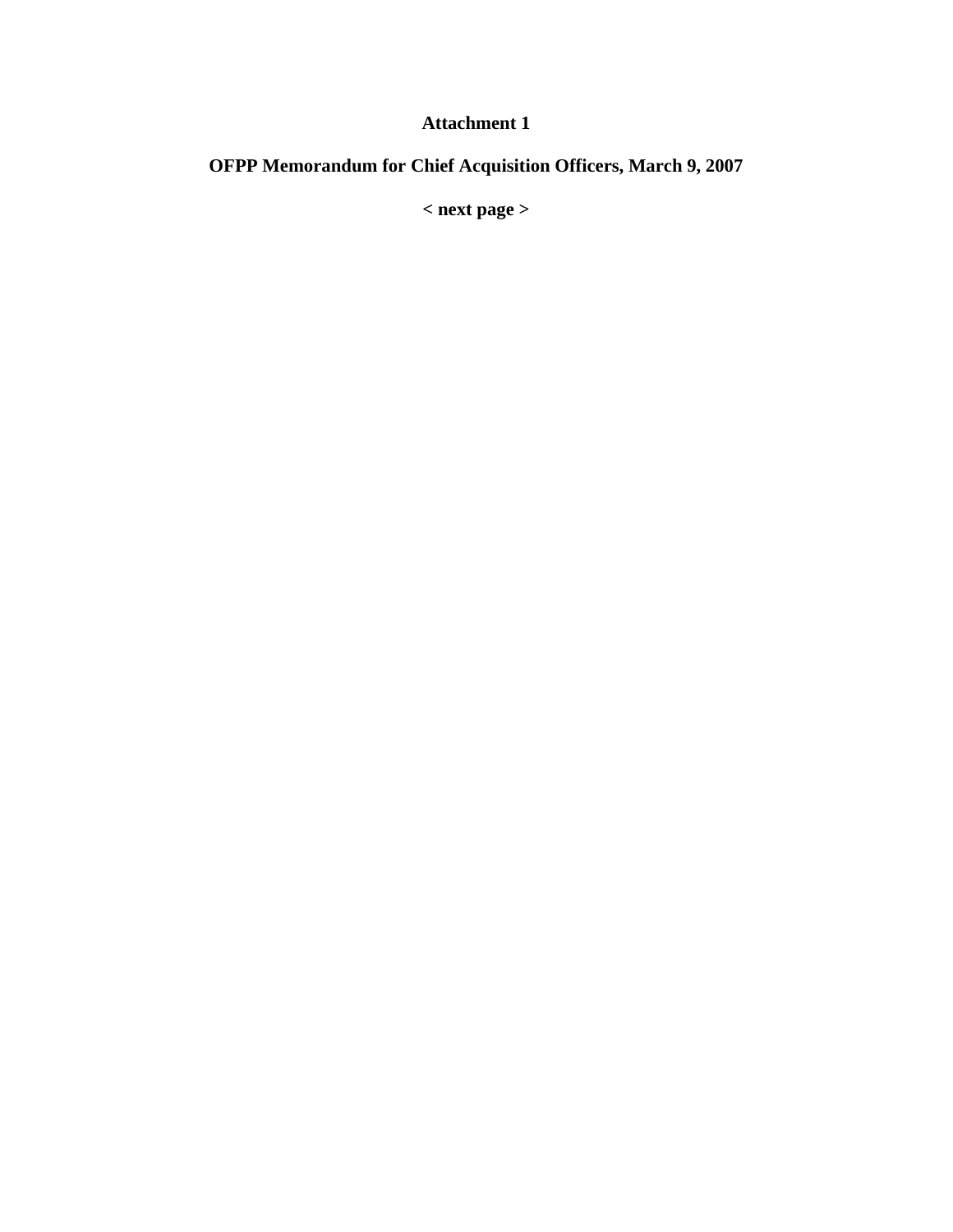**Attachment 1**

**OFPP Memorandum for Chief Acquisition Officers, March 9, 2007**

**< next page >**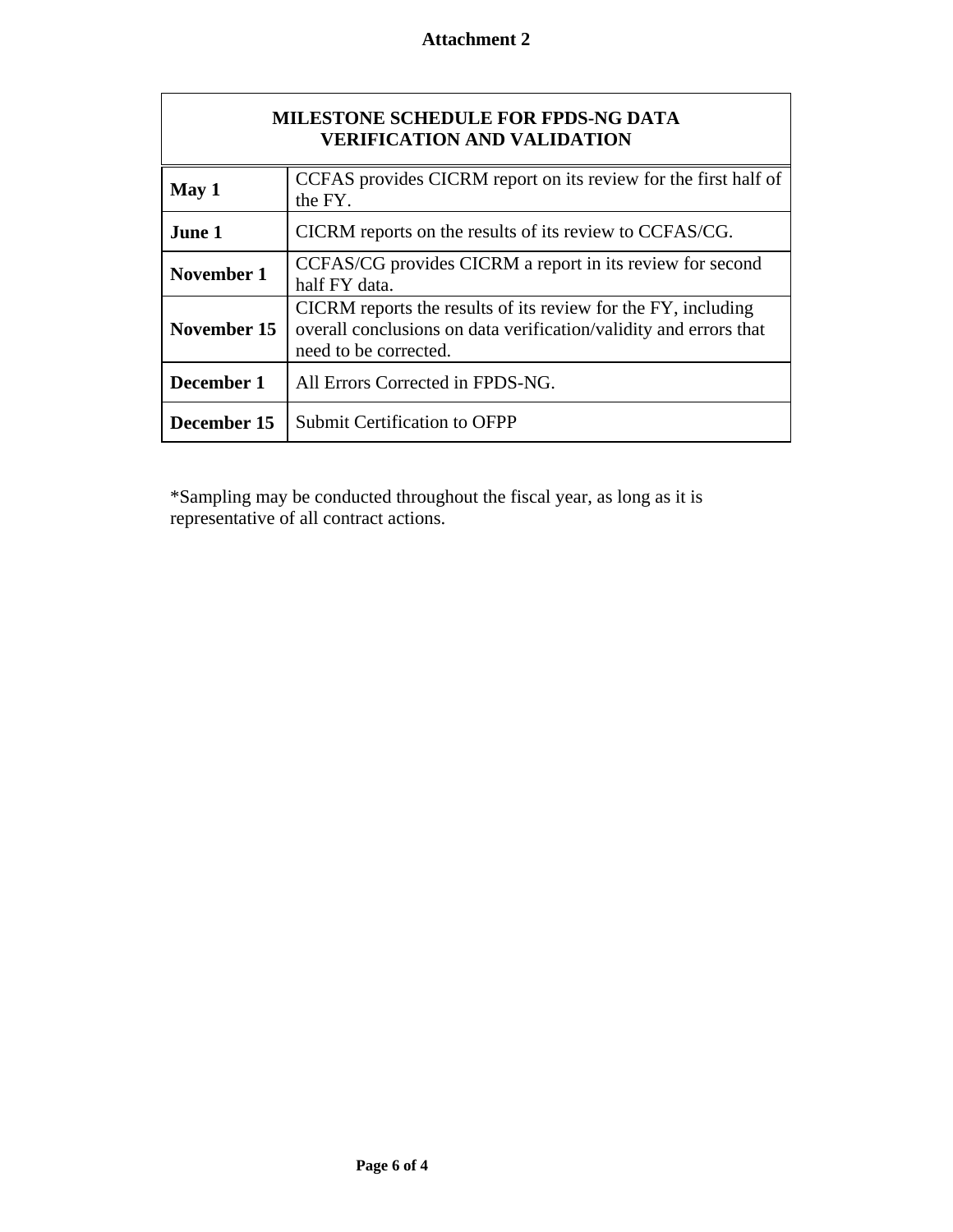# Attachment 2

| MILESTONE SCHEDULE FOR FPDS-NG DATA VERIFICATION AND VALIDATION | |
|---|---|
| **May 1** | CCFAS provides CICRM report on its review for the first half of the FY. |
| **June 1** | CICRM reports on the results of its review to CCFAS/CG. |
| **November 1** | CCFAS/CG provides CICRM a report in its review for second half FY data. |
| **November 15** | CICRM reports the results of its review for the FY, including overall conclusions on data verification/validity and errors that need to be corrected. |
| **December 1** | All Errors Corrected in FPDS-NG. |
| **December 15** | Submit Certification to OFPP |

*Sampling may be conducted throughout the fiscal year, as long as it is representative of all contract actions.